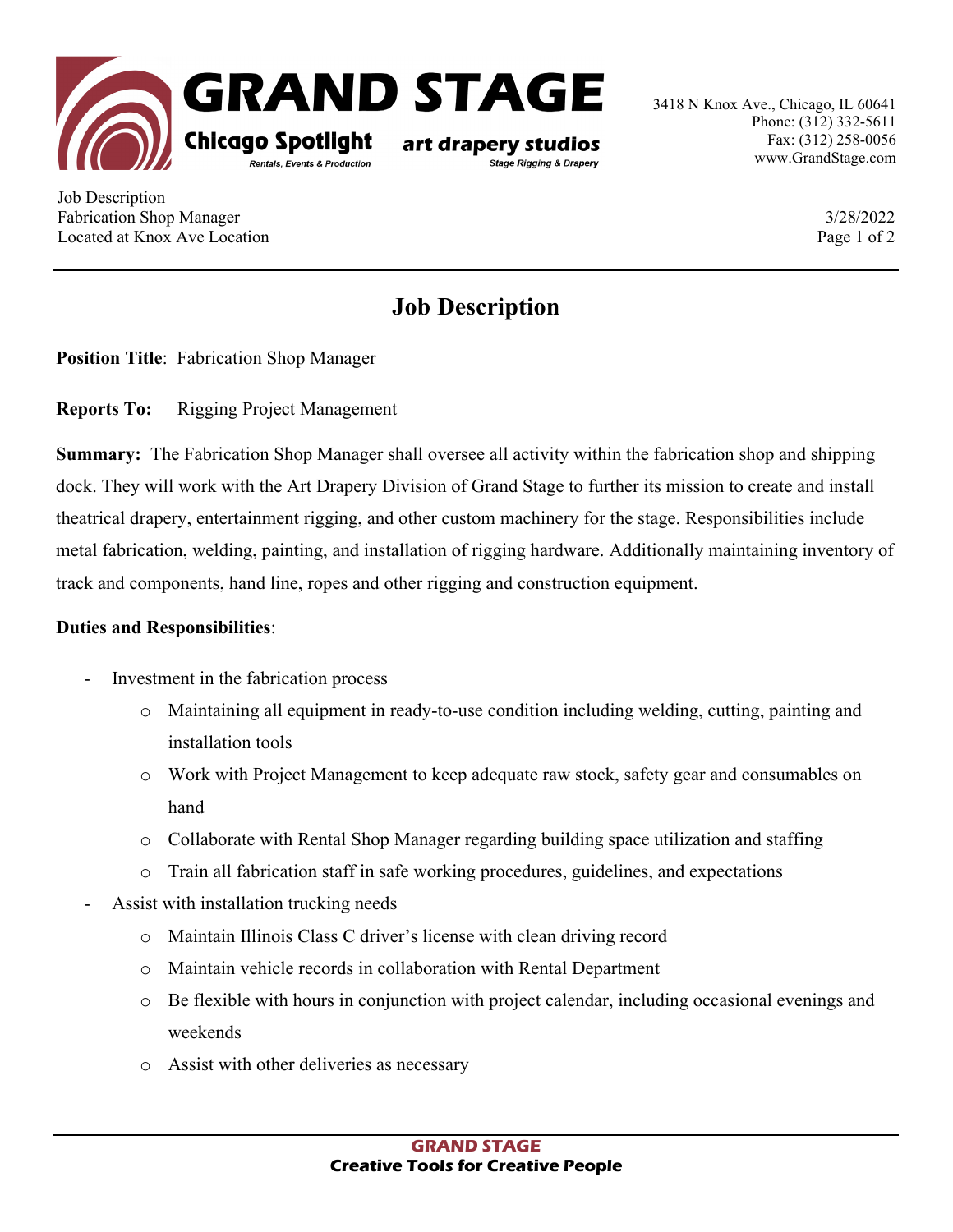# Job Description

**Position Title**: Fabrication Shop Manager

**Reports To:** Rigging Project Management

**Summary:** The Fabrication Shop Manager shall oversee all activity within the fabrication shop and shipping dock. They will work with the Art Drapery Division of Grand Stage to further its mission to create and install theatrical drapery, entertainment rigging, and other custom machinery for the stage. Responsibilities include metal fabrication, welding, painting, and installation of rigging hardware. Additionally maintaining inventory of track and components, hand line, ropes and other rigging and construction equipment.

**Duties and Responsibilities**:

- Investment in the fabrication process
  - Maintaining all equipment in ready-to-use condition including welding, cutting, painting and installation tools
  - Work with Project Management to keep adequate raw stock, safety gear and consumables on hand
  - Collaborate with Rental Shop Manager regarding building space utilization and staffing
  - Train all fabrication staff in safe working procedures, guidelines, and expectations
- Assist with installation trucking needs
  - Maintain Illinois Class C driver's license with clean driving record
  - Maintain vehicle records in collaboration with Rental Department
  - Be flexible with hours in conjunction with project calendar, including occasional evenings and weekends
  - Assist with other deliveries as necessary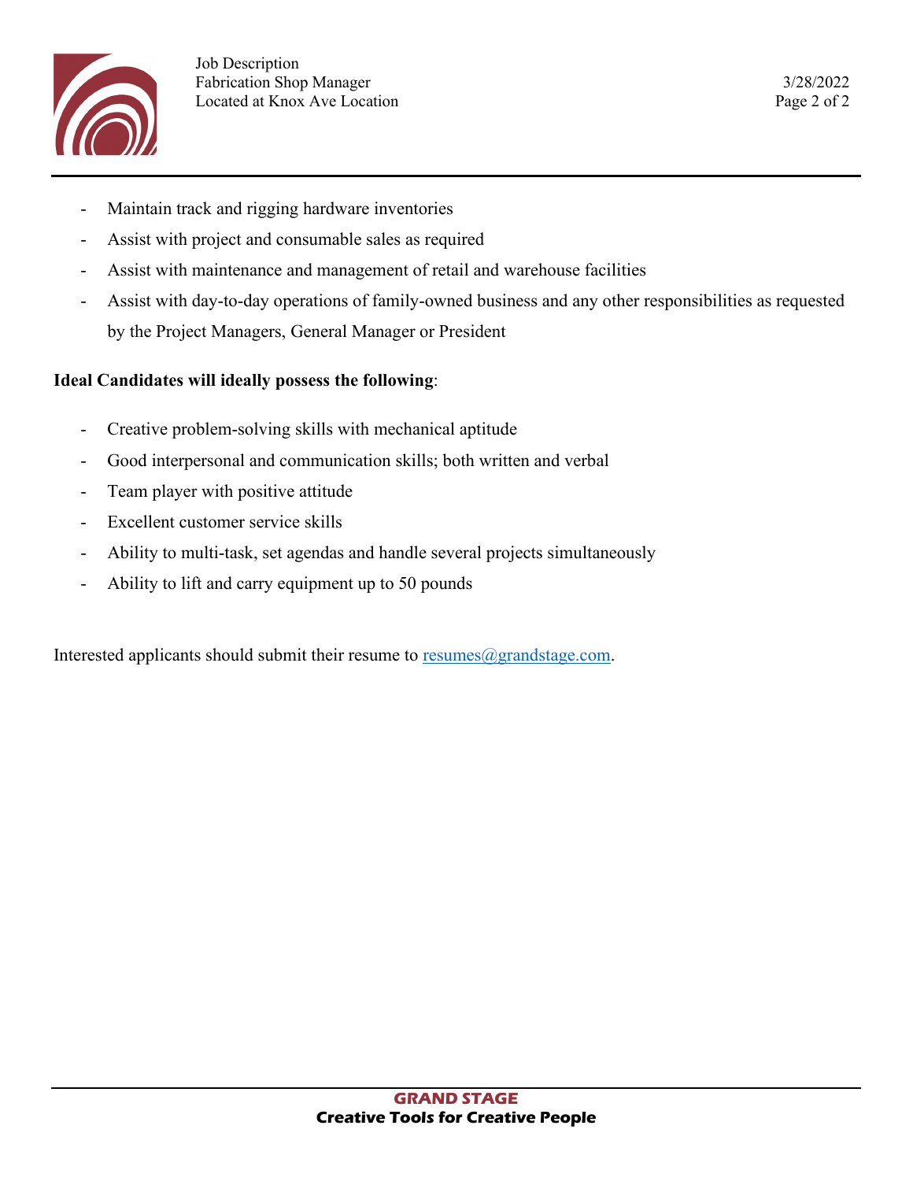- Maintain track and rigging hardware inventories
- Assist with project and consumable sales as required
- Assist with maintenance and management of retail and warehouse facilities
- Assist with day-to-day operations of family-owned business and any other responsibilities as requested by the Project Managers, General Manager or President

**Ideal Candidates will ideally possess the following**:

- Creative problem-solving skills with mechanical aptitude
- Good interpersonal and communication skills; both written and verbal
- Team player with positive attitude
- Excellent customer service skills
- Ability to multi-task, set agendas and handle several projects simultaneously
- Ability to lift and carry equipment up to 50 pounds

Interested applicants should submit their resume to resumes@grandstage.com.